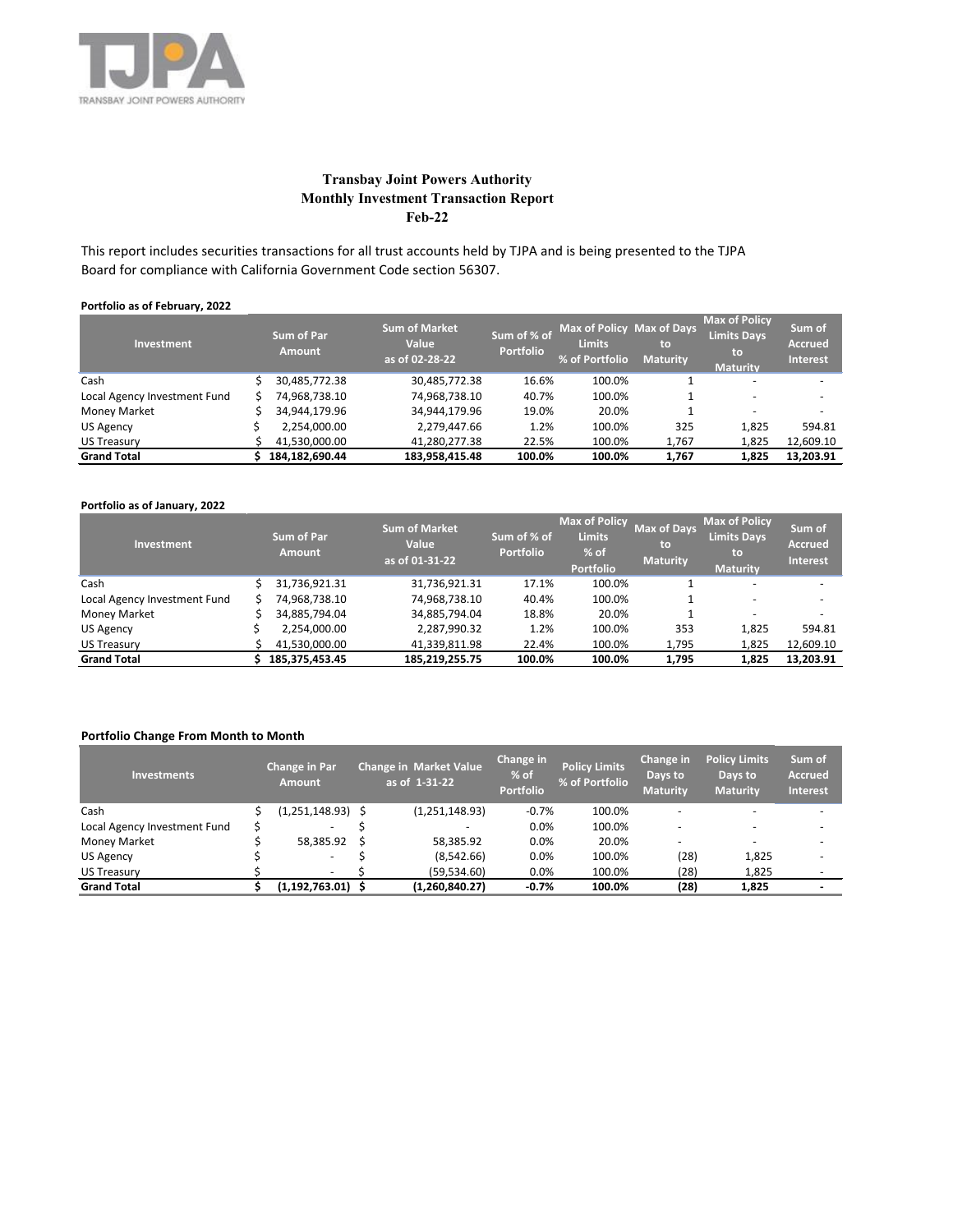TRANSBAY JOINT POWERS AUTHORITY

**Transbay Joint Powers Authority**
**Monthly Investment Transaction Report**
**Feb-22**

This report includes securities transactions for all trust accounts held by TJPA and is being presented to the TJPA Board for compliance with California Government Code section 56307.

**Portfolio as of February, 2022**

| Investment | Sum of Par Amount | Sum of Market Value as of 02-28-22 | Sum of % of Portfolio | Max of Policy Limits % of Portfolio | Max of Days to Maturity | Max of Policy Limits Days to Maturity | Sum of Accrued Interest |
|---|---|---|---|---|---|---|---|
| Cash | $ 30,485,772.38 | 30,485,772.38 | 16.6% | 100.0% | 1 | - | - |
| Local Agency Investment Fund | $ 74,968,738.10 | 74,968,738.10 | 40.7% | 100.0% | 1 | - | - |
| Money Market | $ 34,944,179.96 | 34,944,179.96 | 19.0% | 20.0% | 1 | - | - |
| US Agency | $ 2,254,000.00 | 2,279,447.66 | 1.2% | 100.0% | 325 | 1,825 | 594.81 |
| US Treasury | $ 41,530,000.00 | 41,280,277.38 | 22.5% | 100.0% | 1,767 | 1,825 | 12,609.10 |
| **Grand Total** | **$ 184,182,690.44** | **183,958,415.48** | **100.0%** | **100.0%** | **1,767** | **1,825** | **13,203.91** |

**Portfolio as of January, 2022**

| Investment | Sum of Par Amount | Sum of Market Value as of 01-31-22 | Sum of % of Portfolio | Max of Policy Limits % of Portfolio | Max of Days to Maturity | Max of Policy Limits Days to Maturity | Sum of Accrued Interest |
|---|---|---|---|---|---|---|---|
| Cash | $ 31,736,921.31 | 31,736,921.31 | 17.1% | 100.0% | 1 | - | - |
| Local Agency Investment Fund | $ 74,968,738.10 | 74,968,738.10 | 40.4% | 100.0% | 1 | - | - |
| Money Market | $ 34,885,794.04 | 34,885,794.04 | 18.8% | 20.0% | 1 | - | - |
| US Agency | $ 2,254,000.00 | 2,287,990.32 | 1.2% | 100.0% | 353 | 1,825 | 594.81 |
| US Treasury | $ 41,530,000.00 | 41,339,811.98 | 22.4% | 100.0% | 1,795 | 1,825 | 12,609.10 |
| **Grand Total** | **$ 185,375,453.45** | **185,219,255.75** | **100.0%** | **100.0%** | **1,795** | **1,825** | **13,203.91** |

**Portfolio Change From Month to Month**

| Investments | Change in Par Amount | Change in Market Value as of 1-31-22 | Change in % of Portfolio | Policy Limits % of Portfolio | Change in Days to Maturity | Policy Limits Days to Maturity | Sum of Accrued Interest |
|---|---|---|---|---|---|---|---|
| Cash | $ (1,251,148.93) | $ (1,251,148.93) | -0.7% | 100.0% | - | - | - |
| Local Agency Investment Fund | $ - | $ - | 0.0% | 100.0% | - | - | - |
| Money Market | $ 58,385.92 | $ 58,385.92 | 0.0% | 20.0% | - | - | - |
| US Agency | $ - | $ (8,542.66) | 0.0% | 100.0% | (28) | 1,825 | - |
| US Treasury | $ - | $ (59,534.60) | 0.0% | 100.0% | (28) | 1,825 | - |
| **Grand Total** | **$ (1,192,763.01)** | **$ (1,260,840.27)** | **-0.7%** | **100.0%** | **(28)** | **1,825** | **-** |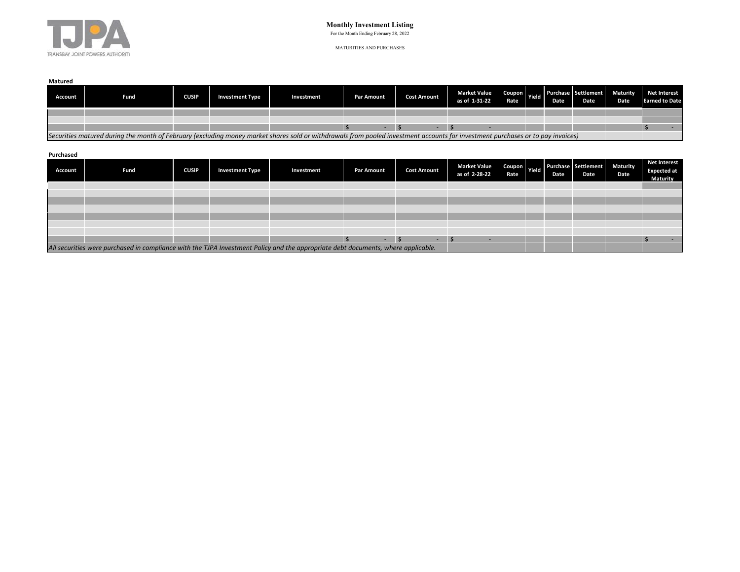# Monthly Investment Listing

For the Month Ending February 28, 2022

MATURITIES AND PURCHASES

**Matured**

| Account | Fund | CUSIP | Investment Type | Investment | Par Amount | Cost Amount | Market Value as of 1-31-22 | Coupon Rate | Yield | Purchase Date | Settlement Date | Maturity Date | Net Interest Earned to Date |
|---|---|---|---|---|---|---|---|---|---|---|---|---|---|
| | | | | | | | | | | | | | |
| | | | | | | | | | | | | | |
| | | | | | $ - | $ - | $ - | | | | | | $ - |

*Securities matured during the month of February (excluding money market shares sold or withdrawals from pooled investment accounts for investment purchases or to pay invoices)*

**Purchased**

| Account | Fund | CUSIP | Investment Type | Investment | Par Amount | Cost Amount | Market Value as of 2-28-22 | Coupon Rate | Yield | Purchase Date | Settlement Date | Maturity Date | Net Interest Expected at Maturity |
|---|---|---|---|---|---|---|---|---|---|---|---|---|---|
| | | | | | | | | | | | | | |
| | | | | | | | | | | | | | |
| | | | | | | | | | | | | | |
| | | | | | | | | | | | | | |
| | | | | | | | | | | | | | |
| | | | | | | | | | | | | | |
| | | | | | | | | | | | | | |
| | | | | | $ - | $ - | $ - | | | | | | $ - |

*All securities were purchased in compliance with the TJPA Investment Policy and the appropriate debt documents, where applicable.*